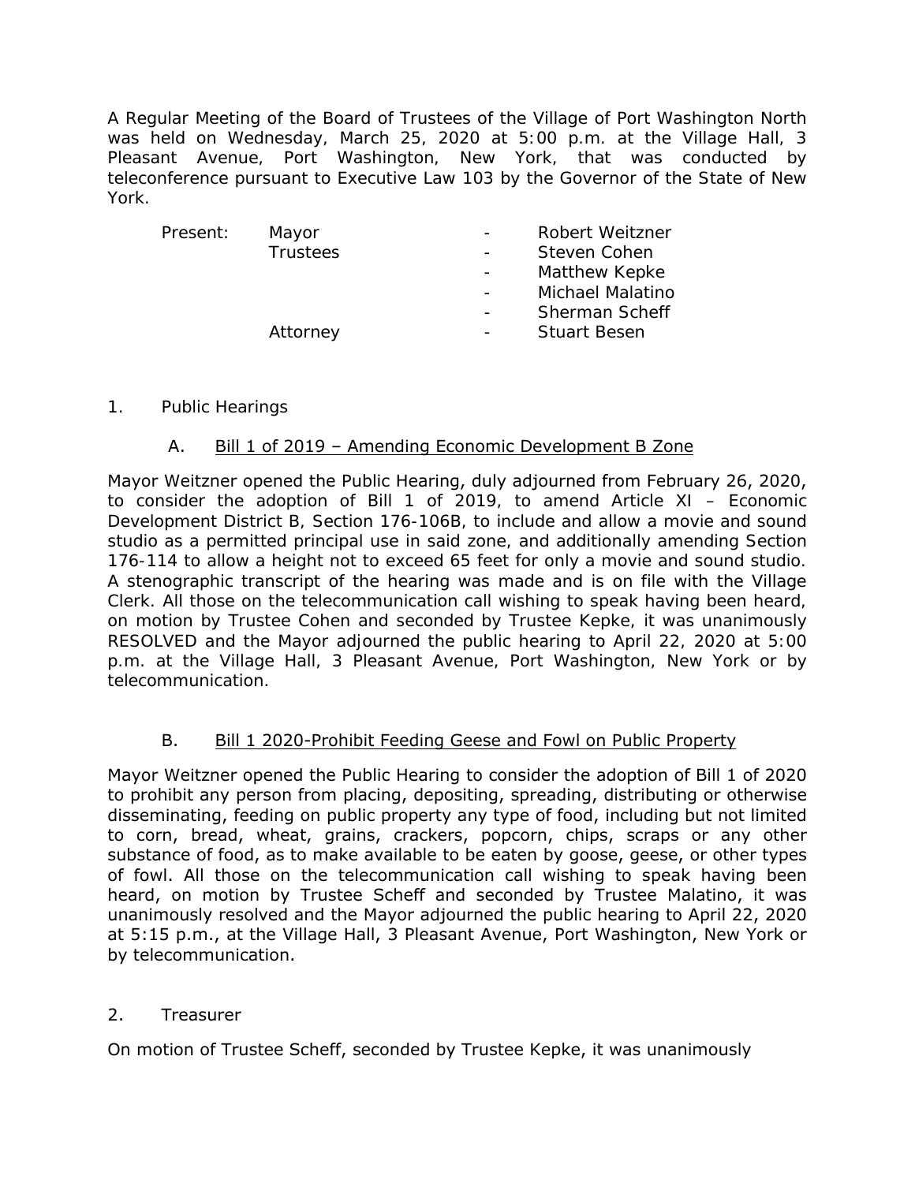A Regular Meeting of the Board of Trustees of the Village of Port Washington North was held on Wednesday, March 25, 2020 at 5:00 p.m. at the Village Hall, 3 Pleasant Avenue, Port Washington, New York, that was conducted by teleconference pursuant to Executive Law 103 by the Governor of the State of New York.

| Present: | Mayor | - | Robert Weitzner |
|---|---|---|---|
| | Trustees | - | Steven Cohen |
| | | - | Matthew Kepke |
| | | - | Michael Malatino |
| | | - | Sherman Scheff |
| | Attorney | - | Stuart Besen |

1. Public Hearings

A. Bill 1 of 2019 – Amending Economic Development B Zone

Mayor Weitzner opened the Public Hearing, duly adjourned from February 26, 2020, to consider the adoption of Bill 1 of 2019, to amend Article XI – Economic Development District B, Section 176-106B, to include and allow a movie and sound studio as a permitted principal use in said zone, and additionally amending Section 176-114 to allow a height not to exceed 65 feet for only a movie and sound studio. A stenographic transcript of the hearing was made and is on file with the Village Clerk. All those on the telecommunication call wishing to speak having been heard, on motion by Trustee Cohen and seconded by Trustee Kepke, it was unanimously RESOLVED and the Mayor adjourned the public hearing to April 22, 2020 at 5:00 p.m. at the Village Hall, 3 Pleasant Avenue, Port Washington, New York or by telecommunication.

B. Bill 1 2020-Prohibit Feeding Geese and Fowl on Public Property

Mayor Weitzner opened the Public Hearing to consider the adoption of Bill 1 of 2020 to prohibit any person from placing, depositing, spreading, distributing or otherwise disseminating, feeding on public property any type of food, including but not limited to corn, bread, wheat, grains, crackers, popcorn, chips, scraps or any other substance of food, as to make available to be eaten by goose, geese, or other types of fowl. All those on the telecommunication call wishing to speak having been heard, on motion by Trustee Scheff and seconded by Trustee Malatino, it was unanimously resolved and the Mayor adjourned the public hearing to April 22, 2020 at 5:15 p.m., at the Village Hall, 3 Pleasant Avenue, Port Washington, New York or by telecommunication.

2. Treasurer

On motion of Trustee Scheff, seconded by Trustee Kepke, it was unanimously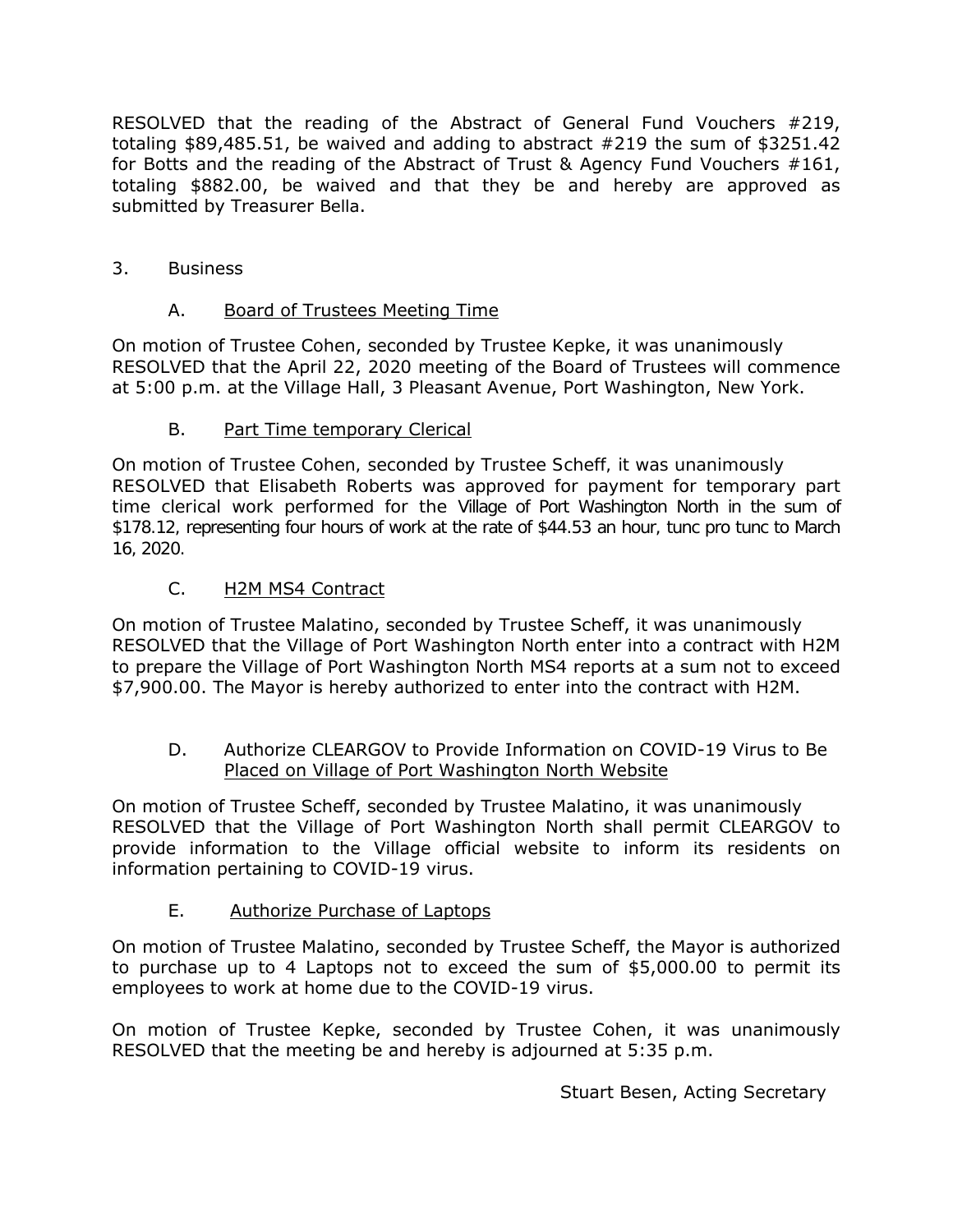RESOLVED that the reading of the Abstract of General Fund Vouchers #219, totaling $89,485.51, be waived and adding to abstract #219 the sum of $3251.42 for Botts and the reading of the Abstract of Trust & Agency Fund Vouchers #161, totaling $882.00, be waived and that they be and hereby are approved as submitted by Treasurer Bella.

3. Business

A. Board of Trustees Meeting Time

On motion of Trustee Cohen, seconded by Trustee Kepke, it was unanimously RESOLVED that the April 22, 2020 meeting of the Board of Trustees will commence at 5:00 p.m. at the Village Hall, 3 Pleasant Avenue, Port Washington, New York.

B. Part Time temporary Clerical

On motion of Trustee Cohen, seconded by Trustee Scheff, it was unanimously RESOLVED that Elisabeth Roberts was approved for payment for temporary part time clerical work performed for the Village of Port Washington North in the sum of $178.12, representing four hours of work at the rate of $44.53 an hour, tunc pro tunc to March 16, 2020.

C. H2M MS4 Contract

On motion of Trustee Malatino, seconded by Trustee Scheff, it was unanimously RESOLVED that the Village of Port Washington North enter into a contract with H2M to prepare the Village of Port Washington North MS4 reports at a sum not to exceed $7,900.00. The Mayor is hereby authorized to enter into the contract with H2M.

D. Authorize CLEARGOV to Provide Information on COVID-19 Virus to Be Placed on Village of Port Washington North Website

On motion of Trustee Scheff, seconded by Trustee Malatino, it was unanimously RESOLVED that the Village of Port Washington North shall permit CLEARGOV to provide information to the Village official website to inform its residents on information pertaining to COVID-19 virus.

E. Authorize Purchase of Laptops

On motion of Trustee Malatino, seconded by Trustee Scheff, the Mayor is authorized to purchase up to 4 Laptops not to exceed the sum of $5,000.00 to permit its employees to work at home due to the COVID-19 virus.

On motion of Trustee Kepke, seconded by Trustee Cohen, it was unanimously RESOLVED that the meeting be and hereby is adjourned at 5:35 p.m.

Stuart Besen, Acting Secretary